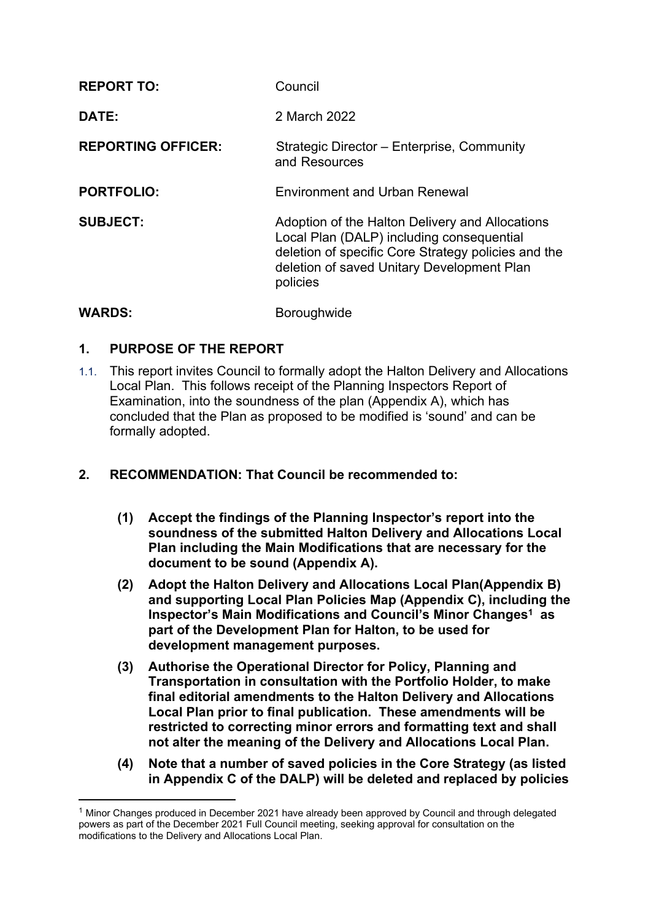| | |
|---|---|
| **REPORT TO:** | Council |
| **DATE:** | 2 March 2022 |
| **REPORTING OFFICER:** | Strategic Director – Enterprise, Community and Resources |
| **PORTFOLIO:** | Environment and Urban Renewal |
| **SUBJECT:** | Adoption of the Halton Delivery and Allocations Local Plan (DALP) including consequential deletion of specific Core Strategy policies and the deletion of saved Unitary Development Plan policies |
| **WARDS:** | Boroughwide |

## 1. PURPOSE OF THE REPORT

1.1. This report invites Council to formally adopt the Halton Delivery and Allocations Local Plan. This follows receipt of the Planning Inspectors Report of Examination, into the soundness of the plan (Appendix A), which has concluded that the Plan as proposed to be modified is 'sound' and can be formally adopted.

## 2. RECOMMENDATION: That Council be recommended to:

**(1) Accept the findings of the Planning Inspector's report into the soundness of the submitted Halton Delivery and Allocations Local Plan including the Main Modifications that are necessary for the document to be sound (Appendix A).**

**(2) Adopt the Halton Delivery and Allocations Local Plan(Appendix B) and supporting Local Plan Policies Map (Appendix C), including the Inspector's Main Modifications and Council's Minor Changes[1] as part of the Development Plan for Halton, to be used for development management purposes.**

**(3) Authorise the Operational Director for Policy, Planning and Transportation in consultation with the Portfolio Holder, to make final editorial amendments to the Halton Delivery and Allocations Local Plan prior to final publication. These amendments will be restricted to correcting minor errors and formatting text and shall not alter the meaning of the Delivery and Allocations Local Plan.**

**(4) Note that a number of saved policies in the Core Strategy (as listed in Appendix C of the DALP) will be deleted and replaced by policies**

---

[1] Minor Changes produced in December 2021 have already been approved by Council and through delegated powers as part of the December 2021 Full Council meeting, seeking approval for consultation on the modifications to the Delivery and Allocations Local Plan.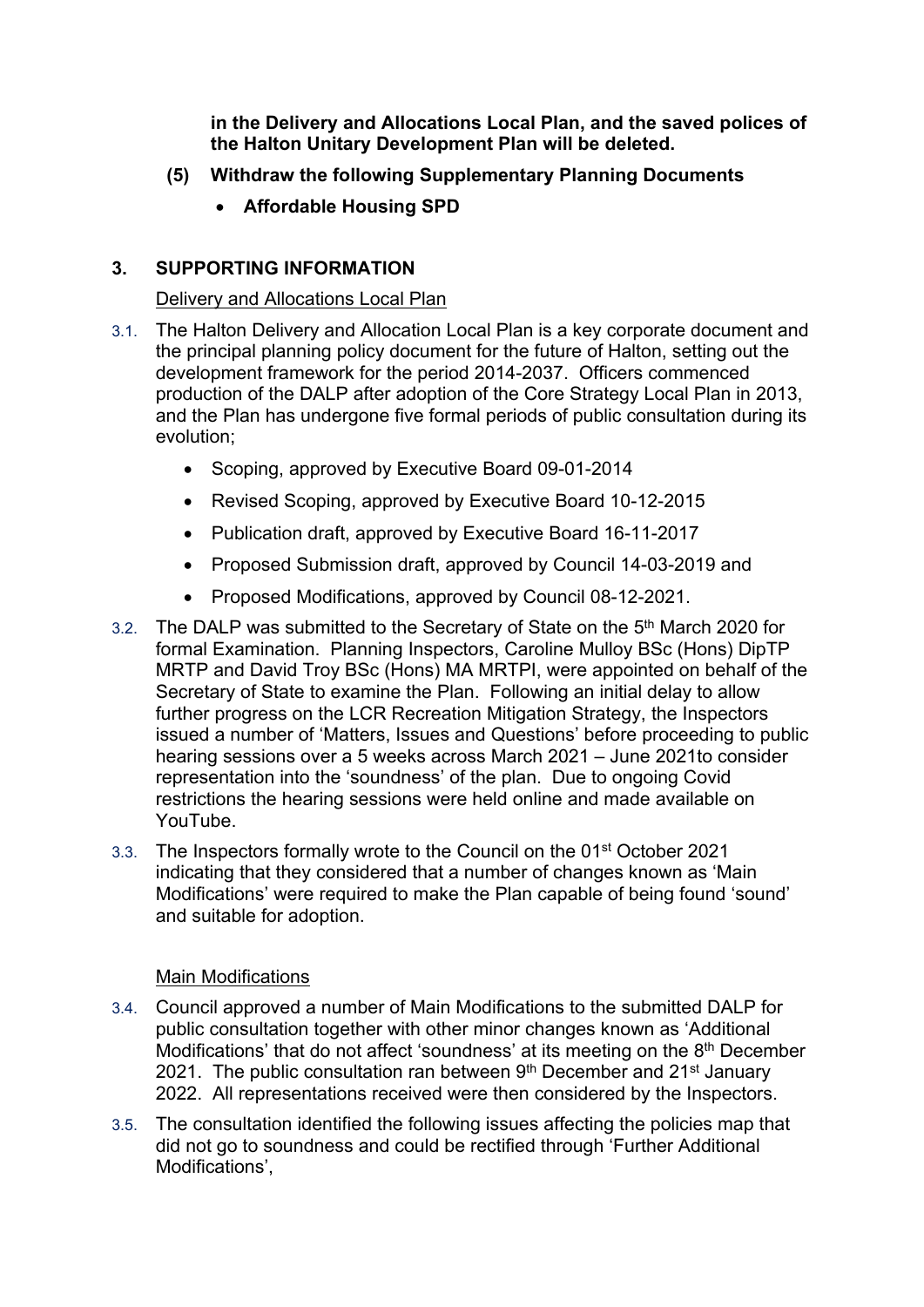**in the Delivery and Allocations Local Plan, and the saved polices of the Halton Unitary Development Plan will be deleted.**

**(5) Withdraw the following Supplementary Planning Documents**

- **Affordable Housing SPD**

## 3. SUPPORTING INFORMATION

Delivery and Allocations Local Plan

3.1. The Halton Delivery and Allocation Local Plan is a key corporate document and the principal planning policy document for the future of Halton, setting out the development framework for the period 2014-2037. Officers commenced production of the DALP after adoption of the Core Strategy Local Plan in 2013, and the Plan has undergone five formal periods of public consultation during its evolution;

- Scoping, approved by Executive Board 09-01-2014
- Revised Scoping, approved by Executive Board 10-12-2015
- Publication draft, approved by Executive Board 16-11-2017
- Proposed Submission draft, approved by Council 14-03-2019 and
- Proposed Modifications, approved by Council 08-12-2021.

3.2. The DALP was submitted to the Secretary of State on the 5th March 2020 for formal Examination. Planning Inspectors, Caroline Mulloy BSc (Hons) DipTP MRTP and David Troy BSc (Hons) MA MRTPI, were appointed on behalf of the Secretary of State to examine the Plan. Following an initial delay to allow further progress on the LCR Recreation Mitigation Strategy, the Inspectors issued a number of 'Matters, Issues and Questions' before proceeding to public hearing sessions over a 5 weeks across March 2021 – June 2021to consider representation into the 'soundness' of the plan. Due to ongoing Covid restrictions the hearing sessions were held online and made available on YouTube.

3.3. The Inspectors formally wrote to the Council on the 01st October 2021 indicating that they considered that a number of changes known as 'Main Modifications' were required to make the Plan capable of being found 'sound' and suitable for adoption.

Main Modifications

3.4. Council approved a number of Main Modifications to the submitted DALP for public consultation together with other minor changes known as 'Additional Modifications' that do not affect 'soundness' at its meeting on the 8th December 2021. The public consultation ran between 9th December and 21st January 2022. All representations received were then considered by the Inspectors.

3.5. The consultation identified the following issues affecting the policies map that did not go to soundness and could be rectified through 'Further Additional Modifications',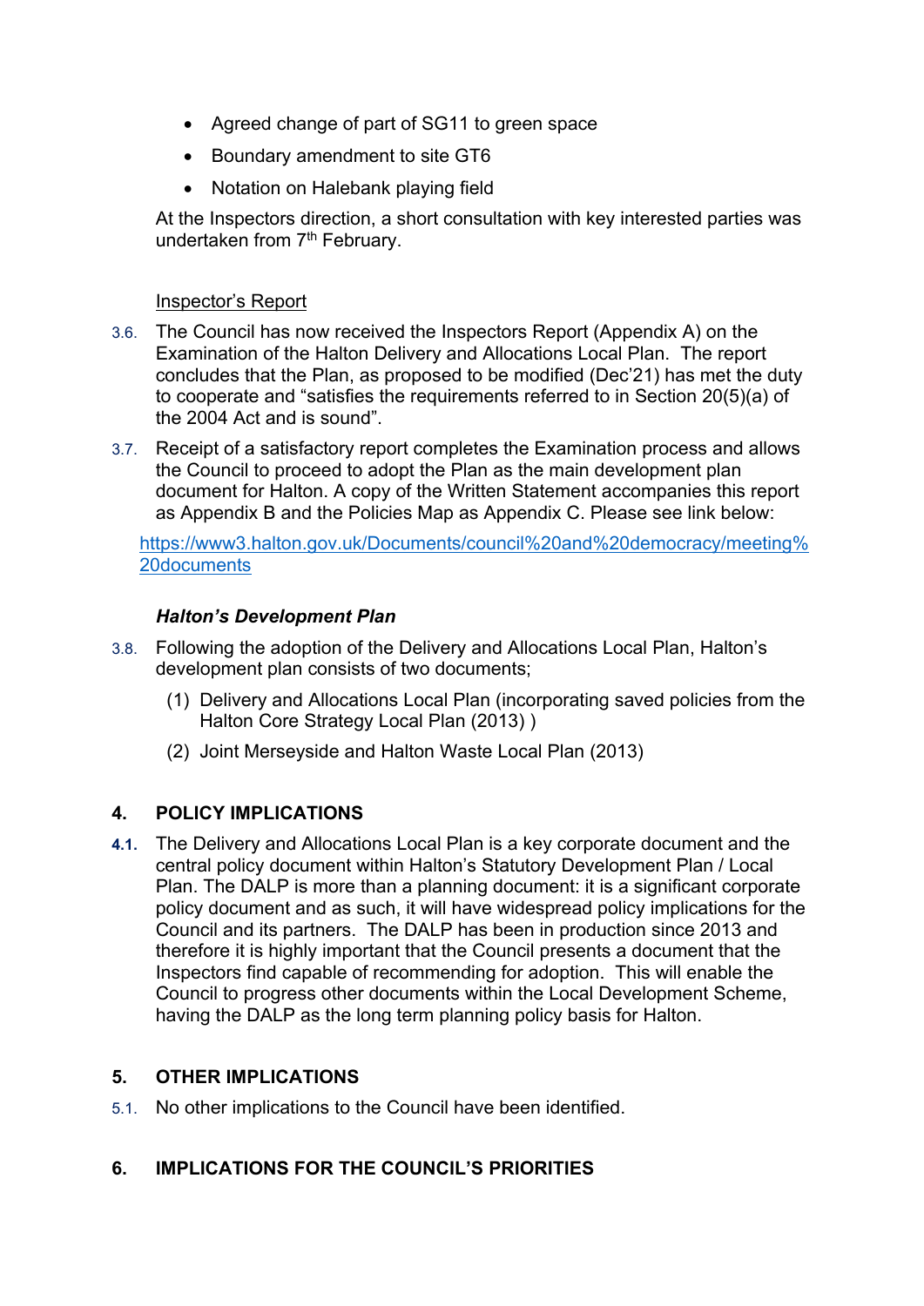- Agreed change of part of SG11 to green space
- Boundary amendment to site GT6
- Notation on Halebank playing field

At the Inspectors direction, a short consultation with key interested parties was undertaken from 7th February.

Inspector's Report

3.6. The Council has now received the Inspectors Report (Appendix A) on the Examination of the Halton Delivery and Allocations Local Plan. The report concludes that the Plan, as proposed to be modified (Dec'21) has met the duty to cooperate and "satisfies the requirements referred to in Section 20(5)(a) of the 2004 Act and is sound".

3.7. Receipt of a satisfactory report completes the Examination process and allows the Council to proceed to adopt the Plan as the main development plan document for Halton. A copy of the Written Statement accompanies this report as Appendix B and the Policies Map as Appendix C. Please see link below:

https://www3.halton.gov.uk/Documents/council%20and%20democracy/meeting%20documents

***Halton's Development Plan***

3.8. Following the adoption of the Delivery and Allocations Local Plan, Halton's development plan consists of two documents;

(1) Delivery and Allocations Local Plan (incorporating saved policies from the Halton Core Strategy Local Plan (2013) )

(2) Joint Merseyside and Halton Waste Local Plan (2013)

## 4. POLICY IMPLICATIONS

4.1. The Delivery and Allocations Local Plan is a key corporate document and the central policy document within Halton's Statutory Development Plan / Local Plan. The DALP is more than a planning document: it is a significant corporate policy document and as such, it will have widespread policy implications for the Council and its partners. The DALP has been in production since 2013 and therefore it is highly important that the Council presents a document that the Inspectors find capable of recommending for adoption. This will enable the Council to progress other documents within the Local Development Scheme, having the DALP as the long term planning policy basis for Halton.

## 5. OTHER IMPLICATIONS

5.1. No other implications to the Council have been identified.

## 6. IMPLICATIONS FOR THE COUNCIL'S PRIORITIES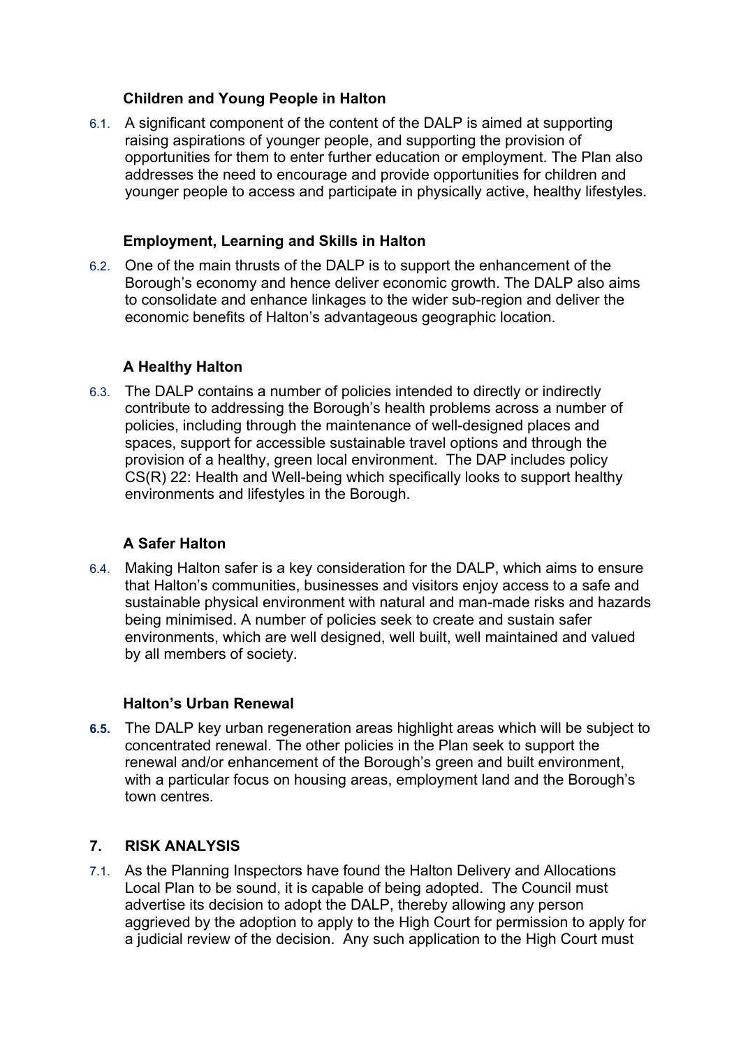### Children and Young People in Halton

6.1. A significant component of the content of the DALP is aimed at supporting raising aspirations of younger people, and supporting the provision of opportunities for them to enter further education or employment. The Plan also addresses the need to encourage and provide opportunities for children and younger people to access and participate in physically active, healthy lifestyles.

### Employment, Learning and Skills in Halton

6.2. One of the main thrusts of the DALP is to support the enhancement of the Borough's economy and hence deliver economic growth. The DALP also aims to consolidate and enhance linkages to the wider sub-region and deliver the economic benefits of Halton's advantageous geographic location.

### A Healthy Halton

6.3. The DALP contains a number of policies intended to directly or indirectly contribute to addressing the Borough's health problems across a number of policies, including through the maintenance of well-designed places and spaces, support for accessible sustainable travel options and through the provision of a healthy, green local environment. The DAP includes policy CS(R) 22: Health and Well-being which specifically looks to support healthy environments and lifestyles in the Borough.

### A Safer Halton

6.4. Making Halton safer is a key consideration for the DALP, which aims to ensure that Halton's communities, businesses and visitors enjoy access to a safe and sustainable physical environment with natural and man-made risks and hazards being minimised. A number of policies seek to create and sustain safer environments, which are well designed, well built, well maintained and valued by all members of society.

### Halton's Urban Renewal

**6.5.** The DALP key urban regeneration areas highlight areas which will be subject to concentrated renewal. The other policies in the Plan seek to support the renewal and/or enhancement of the Borough's green and built environment, with a particular focus on housing areas, employment land and the Borough's town centres.

## 7. RISK ANALYSIS

7.1. As the Planning Inspectors have found the Halton Delivery and Allocations Local Plan to be sound, it is capable of being adopted. The Council must advertise its decision to adopt the DALP, thereby allowing any person aggrieved by the adoption to apply to the High Court for permission to apply for a judicial review of the decision. Any such application to the High Court must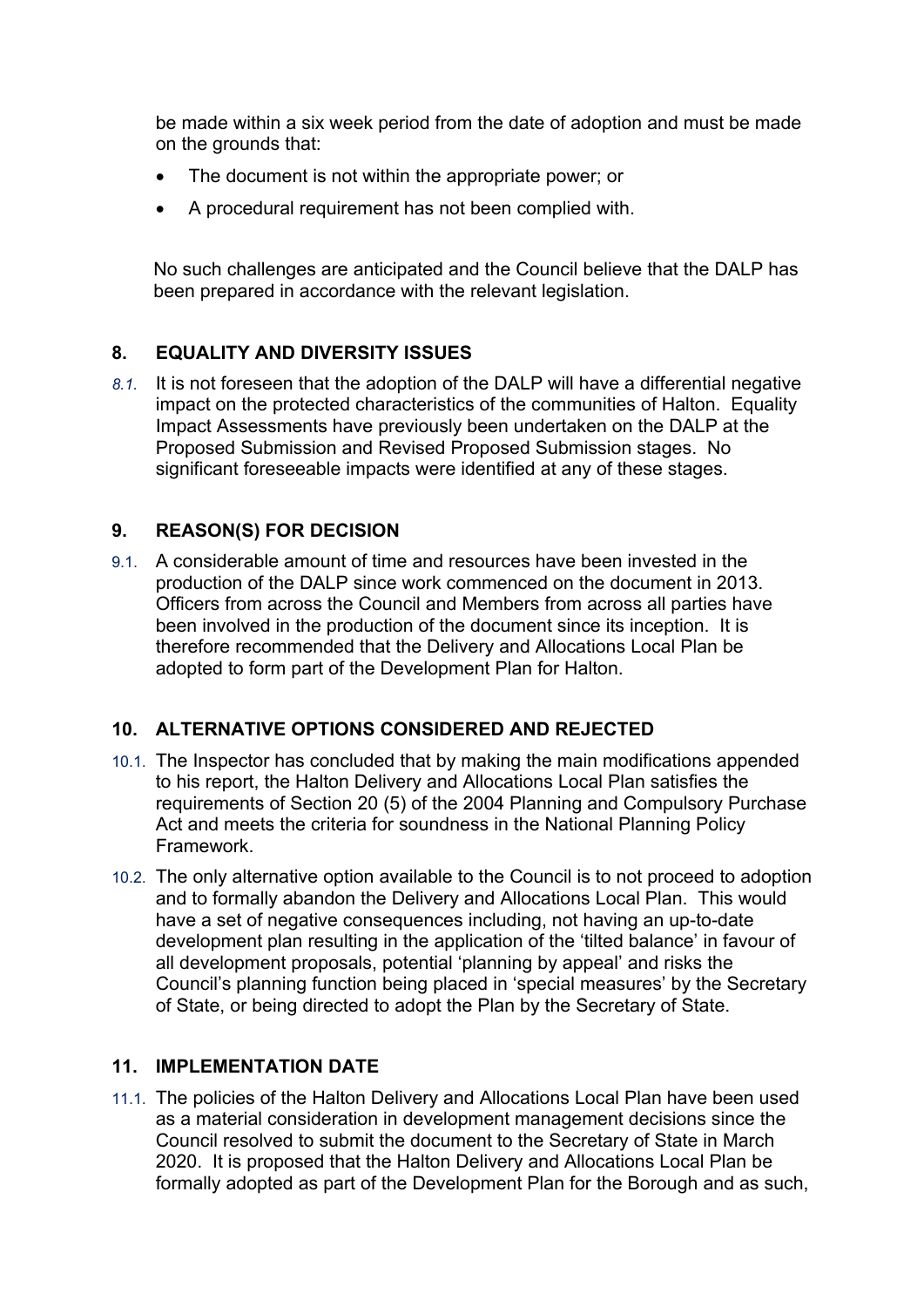be made within a six week period from the date of adoption and must be made on the grounds that:

- The document is not within the appropriate power; or
- A procedural requirement has not been complied with.

No such challenges are anticipated and the Council believe that the DALP has been prepared in accordance with the relevant legislation.

## 8. EQUALITY AND DIVERSITY ISSUES

*8.1.* It is not foreseen that the adoption of the DALP will have a differential negative impact on the protected characteristics of the communities of Halton. Equality Impact Assessments have previously been undertaken on the DALP at the Proposed Submission and Revised Proposed Submission stages. No significant foreseeable impacts were identified at any of these stages.

## 9. REASON(S) FOR DECISION

9.1. A considerable amount of time and resources have been invested in the production of the DALP since work commenced on the document in 2013. Officers from across the Council and Members from across all parties have been involved in the production of the document since its inception. It is therefore recommended that the Delivery and Allocations Local Plan be adopted to form part of the Development Plan for Halton.

## 10. ALTERNATIVE OPTIONS CONSIDERED AND REJECTED

10.1. The Inspector has concluded that by making the main modifications appended to his report, the Halton Delivery and Allocations Local Plan satisfies the requirements of Section 20 (5) of the 2004 Planning and Compulsory Purchase Act and meets the criteria for soundness in the National Planning Policy Framework.

10.2. The only alternative option available to the Council is to not proceed to adoption and to formally abandon the Delivery and Allocations Local Plan. This would have a set of negative consequences including, not having an up-to-date development plan resulting in the application of the 'tilted balance' in favour of all development proposals, potential 'planning by appeal' and risks the Council's planning function being placed in 'special measures' by the Secretary of State, or being directed to adopt the Plan by the Secretary of State.

## 11. IMPLEMENTATION DATE

11.1. The policies of the Halton Delivery and Allocations Local Plan have been used as a material consideration in development management decisions since the Council resolved to submit the document to the Secretary of State in March 2020. It is proposed that the Halton Delivery and Allocations Local Plan be formally adopted as part of the Development Plan for the Borough and as such,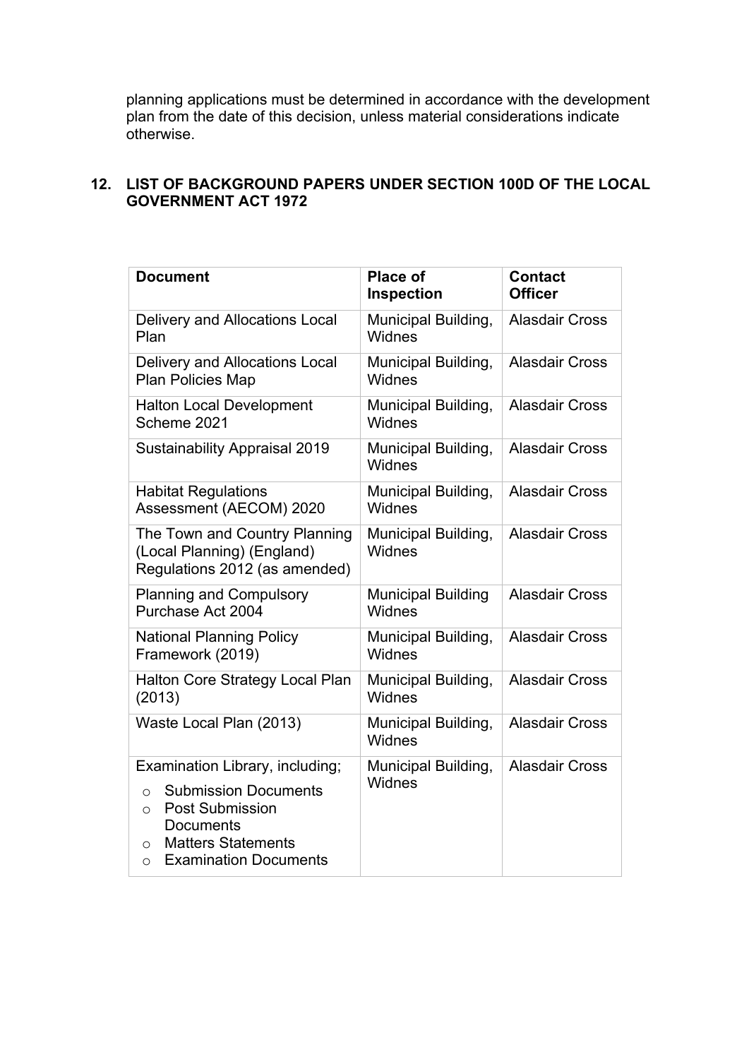planning applications must be determined in accordance with the development plan from the date of this decision, unless material considerations indicate otherwise.

## 12. LIST OF BACKGROUND PAPERS UNDER SECTION 100D OF THE LOCAL GOVERNMENT ACT 1972

| Document | Place of Inspection | Contact Officer |
|---|---|---|
| Delivery and Allocations Local Plan | Municipal Building, Widnes | Alasdair Cross |
| Delivery and Allocations Local Plan Policies Map | Municipal Building, Widnes | Alasdair Cross |
| Halton Local Development Scheme 2021 | Municipal Building, Widnes | Alasdair Cross |
| Sustainability Appraisal 2019 | Municipal Building, Widnes | Alasdair Cross |
| Habitat Regulations Assessment (AECOM) 2020 | Municipal Building, Widnes | Alasdair Cross |
| The Town and Country Planning (Local Planning) (England) Regulations 2012 (as amended) | Municipal Building, Widnes | Alasdair Cross |
| Planning and Compulsory Purchase Act 2004 | Municipal Building Widnes | Alasdair Cross |
| National Planning Policy Framework (2019) | Municipal Building, Widnes | Alasdair Cross |
| Halton Core Strategy Local Plan (2013) | Municipal Building, Widnes | Alasdair Cross |
| Waste Local Plan (2013) | Municipal Building, Widnes | Alasdair Cross |
| Examination Library, including; <br> ○ Submission Documents <br> ○ Post Submission Documents <br> ○ Matters Statements <br> ○ Examination Documents | Municipal Building, Widnes | Alasdair Cross |